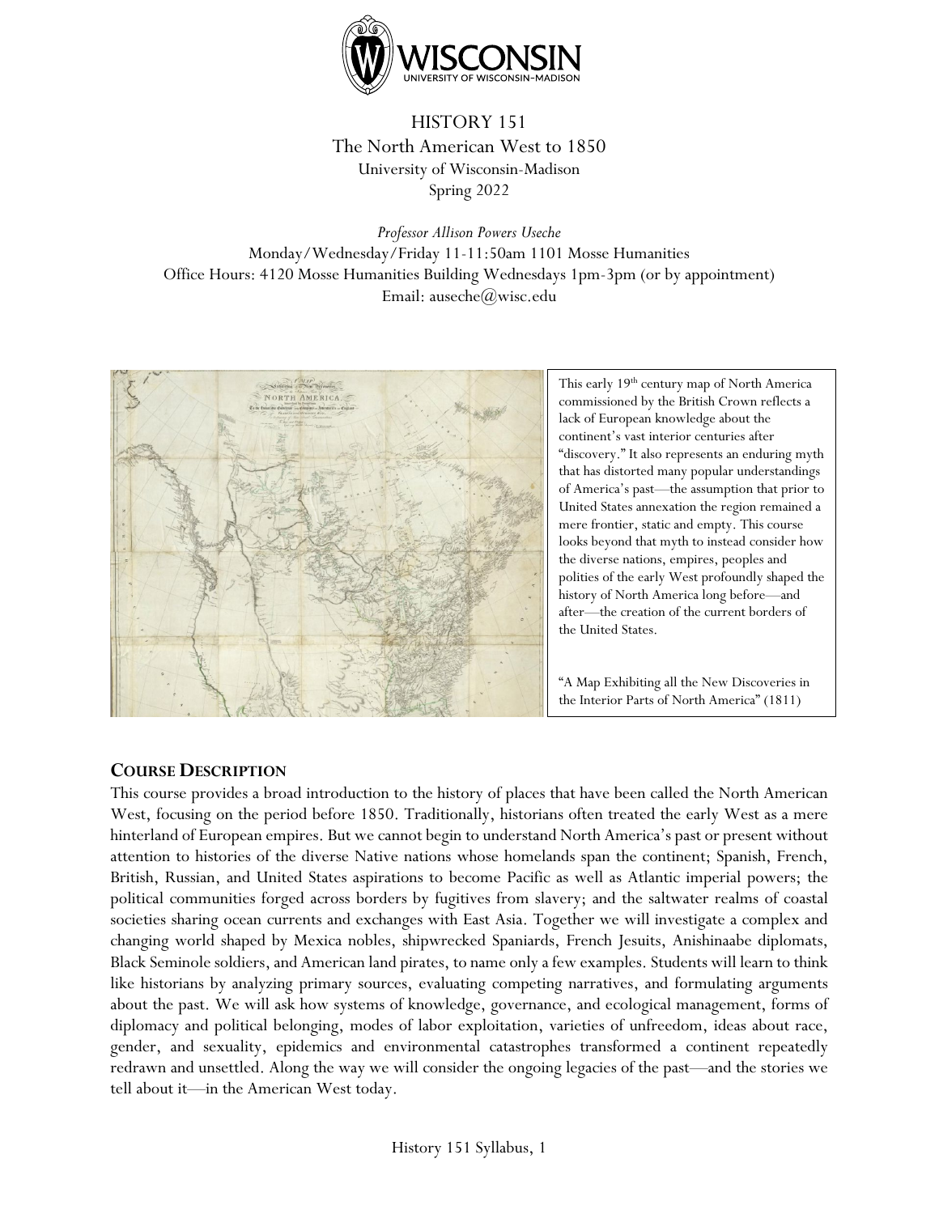# HISTORY 151

## The North American West to 1850

University of Wisconsin-Madison

Spring 2022

*Professor Allison Powers Useche*

Monday/Wednesday/Friday 11-11:50am 1101 Mosse Humanities

Office Hours: 4120 Mosse Humanities Building Wednesdays 1pm-3pm (or by appointment)

Email: auseche@wisc.edu

This early 19th century map of North America commissioned by the British Crown reflects a lack of European knowledge about the continent's vast interior centuries after "discovery." It also represents an enduring myth that has distorted many popular understandings of America's past—the assumption that prior to United States annexation the region remained a mere frontier, static and empty. This course looks beyond that myth to instead consider how the diverse nations, empires, peoples and polities of the early West profoundly shaped the history of North America long before—and after—the creation of the current borders of the United States.

"A Map Exhibiting all the New Discoveries in the Interior Parts of North America" (1811)

## COURSE DESCRIPTION

This course provides a broad introduction to the history of places that have been called the North American West, focusing on the period before 1850. Traditionally, historians often treated the early West as a mere hinterland of European empires. But we cannot begin to understand North America's past or present without attention to histories of the diverse Native nations whose homelands span the continent; Spanish, French, British, Russian, and United States aspirations to become Pacific as well as Atlantic imperial powers; the political communities forged across borders by fugitives from slavery; and the saltwater realms of coastal societies sharing ocean currents and exchanges with East Asia. Together we will investigate a complex and changing world shaped by Mexica nobles, shipwrecked Spaniards, French Jesuits, Anishinaabe diplomats, Black Seminole soldiers, and American land pirates, to name only a few examples. Students will learn to think like historians by analyzing primary sources, evaluating competing narratives, and formulating arguments about the past. We will ask how systems of knowledge, governance, and ecological management, forms of diplomacy and political belonging, modes of labor exploitation, varieties of unfreedom, ideas about race, gender, and sexuality, epidemics and environmental catastrophes transformed a continent repeatedly redrawn and unsettled. Along the way we will consider the ongoing legacies of the past—and the stories we tell about it—in the American West today.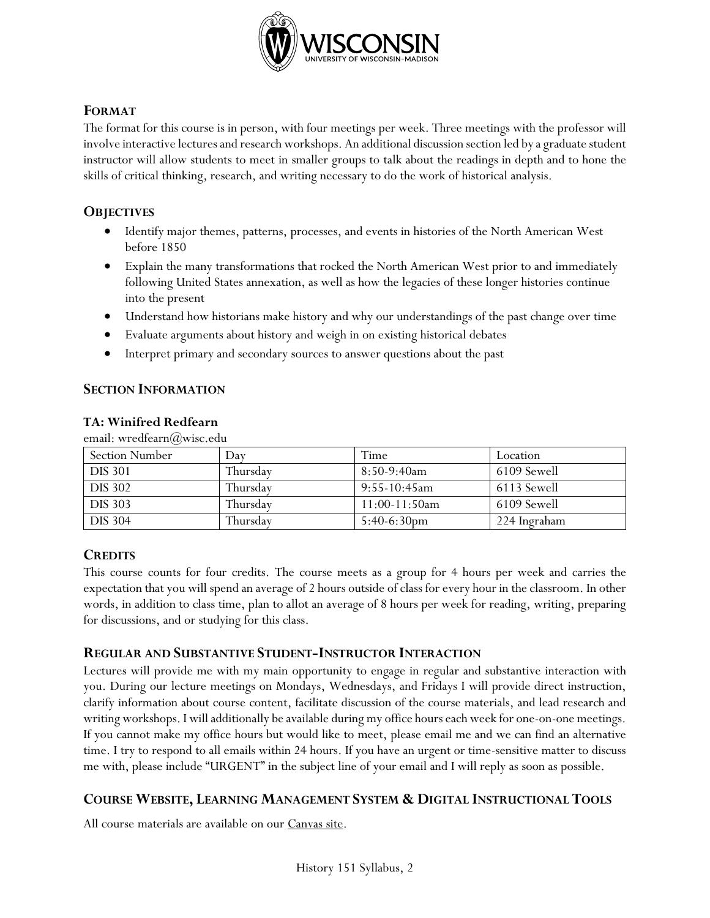## FORMAT

The format for this course is in person, with four meetings per week. Three meetings with the professor will involve interactive lectures and research workshops. An additional discussion section led by a graduate student instructor will allow students to meet in smaller groups to talk about the readings in depth and to hone the skills of critical thinking, research, and writing necessary to do the work of historical analysis.

## OBJECTIVES

- Identify major themes, patterns, processes, and events in histories of the North American West before 1850
- Explain the many transformations that rocked the North American West prior to and immediately following United States annexation, as well as how the legacies of these longer histories continue into the present
- Understand how historians make history and why our understandings of the past change over time
- Evaluate arguments about history and weigh in on existing historical debates
- Interpret primary and secondary sources to answer questions about the past

## SECTION INFORMATION

### TA: Winifred Redfearn

email: wredfearn@wisc.edu

| Section Number | Day | Time | Location |
| --- | --- | --- | --- |
| DIS 301 | Thursday | 8:50-9:40am | 6109 Sewell |
| DIS 302 | Thursday | 9:55-10:45am | 6113 Sewell |
| DIS 303 | Thursday | 11:00-11:50am | 6109 Sewell |
| DIS 304 | Thursday | 5:40-6:30pm | 224 Ingraham |

## CREDITS

This course counts for four credits. The course meets as a group for 4 hours per week and carries the expectation that you will spend an average of 2 hours outside of class for every hour in the classroom. In other words, in addition to class time, plan to allot an average of 8 hours per week for reading, writing, preparing for discussions, and or studying for this class.

## REGULAR AND SUBSTANTIVE STUDENT-INSTRUCTOR INTERACTION

Lectures will provide me with my main opportunity to engage in regular and substantive interaction with you. During our lecture meetings on Mondays, Wednesdays, and Fridays I will provide direct instruction, clarify information about course content, facilitate discussion of the course materials, and lead research and writing workshops. I will additionally be available during my office hours each week for one-on-one meetings. If you cannot make my office hours but would like to meet, please email me and we can find an alternative time. I try to respond to all emails within 24 hours. If you have an urgent or time-sensitive matter to discuss me with, please include "URGENT" in the subject line of your email and I will reply as soon as possible.

## COURSE WEBSITE, LEARNING MANAGEMENT SYSTEM & DIGITAL INSTRUCTIONAL TOOLS

All course materials are available on our Canvas site.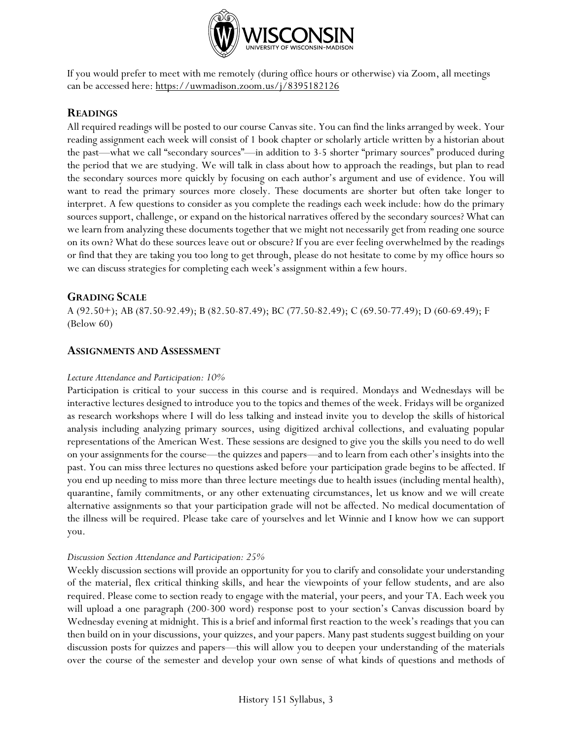If you would prefer to meet with me remotely (during office hours or otherwise) via Zoom, all meetings can be accessed here: https://uwmadison.zoom.us/j/8395182126

## READINGS

All required readings will be posted to our course Canvas site. You can find the links arranged by week. Your reading assignment each week will consist of 1 book chapter or scholarly article written by a historian about the past—what we call "secondary sources"—in addition to 3-5 shorter "primary sources" produced during the period that we are studying. We will talk in class about how to approach the readings, but plan to read the secondary sources more quickly by focusing on each author's argument and use of evidence. You will want to read the primary sources more closely. These documents are shorter but often take longer to interpret. A few questions to consider as you complete the readings each week include: how do the primary sources support, challenge, or expand on the historical narratives offered by the secondary sources? What can we learn from analyzing these documents together that we might not necessarily get from reading one source on its own? What do these sources leave out or obscure? If you are ever feeling overwhelmed by the readings or find that they are taking you too long to get through, please do not hesitate to come by my office hours so we can discuss strategies for completing each week's assignment within a few hours.

## GRADING SCALE

A (92.50+); AB (87.50-92.49); B (82.50-87.49); BC (77.50-82.49); C (69.50-77.49); D (60-69.49); F (Below 60)

## ASSIGNMENTS AND ASSESSMENT

*Lecture Attendance and Participation: 10%*

Participation is critical to your success in this course and is required. Mondays and Wednesdays will be interactive lectures designed to introduce you to the topics and themes of the week. Fridays will be organized as research workshops where I will do less talking and instead invite you to develop the skills of historical analysis including analyzing primary sources, using digitized archival collections, and evaluating popular representations of the American West. These sessions are designed to give you the skills you need to do well on your assignments for the course—the quizzes and papers—and to learn from each other's insights into the past. You can miss three lectures no questions asked before your participation grade begins to be affected. If you end up needing to miss more than three lecture meetings due to health issues (including mental health), quarantine, family commitments, or any other extenuating circumstances, let us know and we will create alternative assignments so that your participation grade will not be affected. No medical documentation of the illness will be required. Please take care of yourselves and let Winnie and I know how we can support you.

*Discussion Section Attendance and Participation: 25%*

Weekly discussion sections will provide an opportunity for you to clarify and consolidate your understanding of the material, flex critical thinking skills, and hear the viewpoints of your fellow students, and are also required. Please come to section ready to engage with the material, your peers, and your TA. Each week you will upload a one paragraph (200-300 word) response post to your section's Canvas discussion board by Wednesday evening at midnight. This is a brief and informal first reaction to the week's readings that you can then build on in your discussions, your quizzes, and your papers. Many past students suggest building on your discussion posts for quizzes and papers—this will allow you to deepen your understanding of the materials over the course of the semester and develop your own sense of what kinds of questions and methods of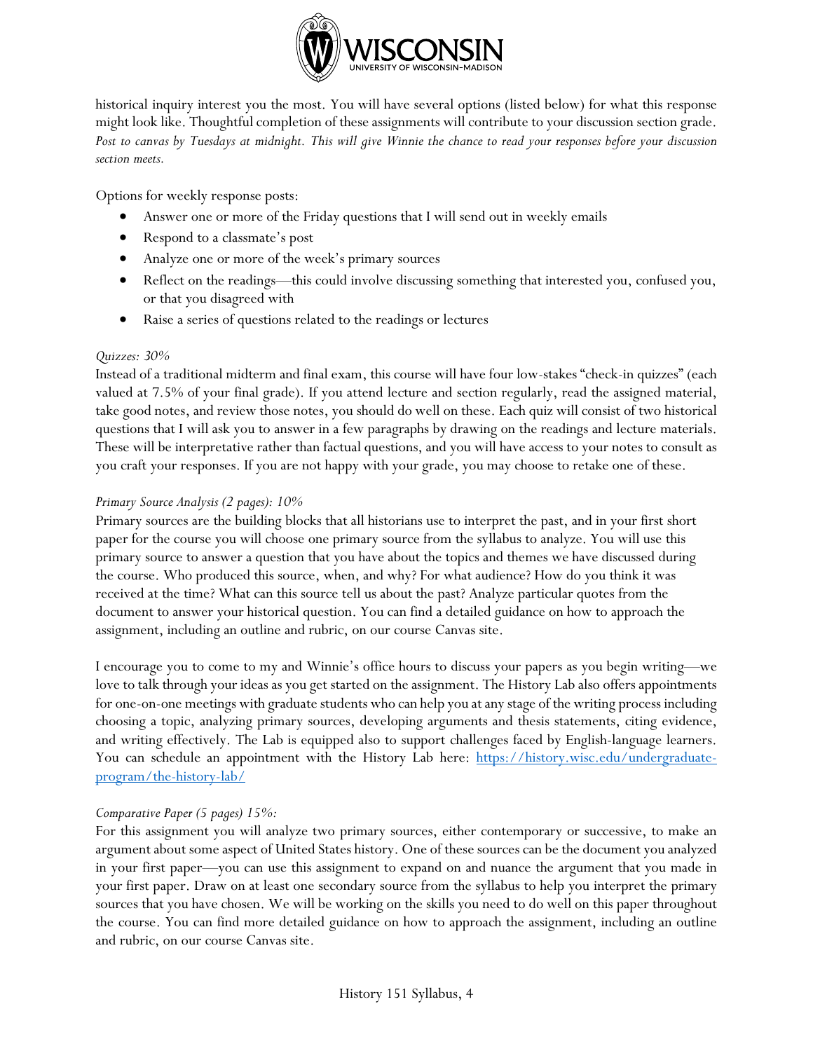historical inquiry interest you the most. You will have several options (listed below) for what this response might like look. Thoughtful completion of these assignments will contribute to your discussion section grade. *Post to canvas by Tuesdays at midnight. This will give Winnie the chance to read your responses before your discussion section meets.*

Options for weekly response posts:

- Answer one or more of the Friday questions that I will send out in weekly emails
- Respond to a classmate's post
- Analyze one or more of the week's primary sources
- Reflect on the readings—this could involve discussing something that interested you, confused you, or that you disagreed with
- Raise a series of questions related to the readings or lectures

*Quizzes: 30%*

Instead of a traditional midterm and final exam, this course will have four low-stakes "check-in quizzes" (each valued at 7.5% of your final grade). If you attend lecture and section regularly, read the assigned material, take good notes, and review those notes, you should do well on these. Each quiz will consist of two historical questions that I will ask you to answer in a few paragraphs by drawing on the readings and lecture materials. These will be interpretative rather than factual questions, and you will have access to your notes to consult as you craft your responses. If you are not happy with your grade, you may choose to retake one of these.

*Primary Source Analysis (2 pages): 10%*

Primary sources are the building blocks that all historians use to interpret the past, and in your first short paper for the course you will choose one primary source from the syllabus to analyze. You will use this primary source to answer a question that you have about the topics and themes we have discussed during the course. Who produced this source, when, and why? For what audience? How do you think it was received at the time? What can this source tell us about the past? Analyze particular quotes from the document to answer your historical question. You can find a detailed guidance on how to approach the assignment, including an outline and rubric, on our course Canvas site.

I encourage you to come to my and Winnie's office hours to discuss your papers as you begin writing—we love to talk through your ideas as you get started on the assignment. The History Lab also offers appointments for one-on-one meetings with graduate students who can help you at any stage of the writing process including choosing a topic, analyzing primary sources, developing arguments and thesis statements, citing evidence, and writing effectively. The Lab is equipped also to support challenges faced by English-language learners. You can schedule an appointment with the History Lab here: https://history.wisc.edu/undergraduate-program/the-history-lab/

*Comparative Paper (5 pages) 15%:*

For this assignment you will analyze two primary sources, either contemporary or successive, to make an argument about some aspect of United States history. One of these sources can be the document you analyzed in your first paper—you can use this assignment to expand on and nuance the argument that you made in your first paper. Draw on at least one secondary source from the syllabus to help you interpret the primary sources that you have chosen. We will be working on the skills you need to do well on this paper throughout the course. You can find more detailed guidance on how to approach the assignment, including an outline and rubric, on our course Canvas site.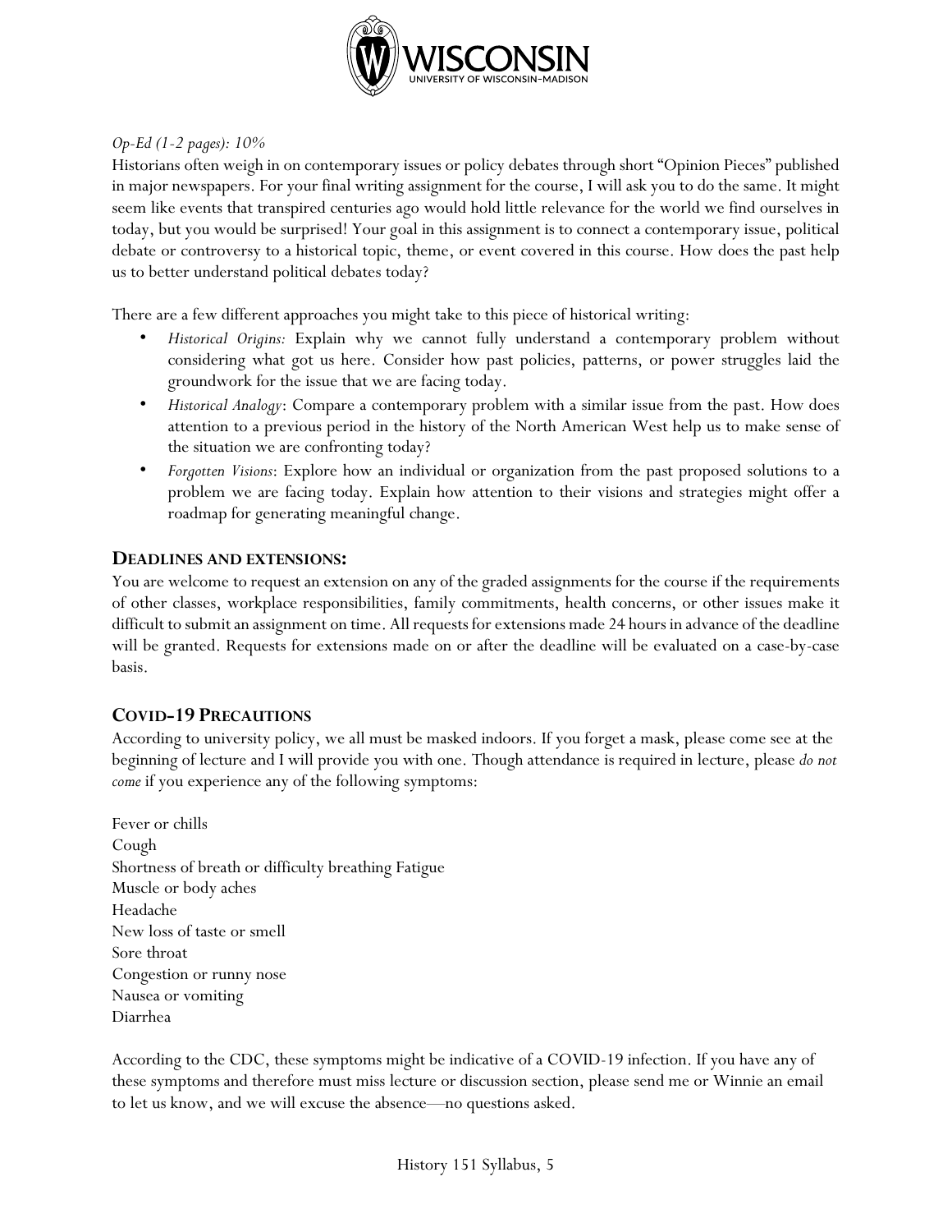*Op-Ed (1-2 pages): 10%*

Historians often weigh in on contemporary issues or policy debates through short "Opinion Pieces" published in major newspapers. For your final writing assignment for the course, I will ask you to do the same. It might seem like events that transpired centuries ago would hold little relevance for the world we find ourselves in today, but you would be surprised! Your goal in this assignment is to connect a contemporary issue, political debate or controversy to a historical topic, theme, or event covered in this course. How does the past help us to better understand political debates today?

There are a few different approaches you might take to this piece of historical writing:

- *Historical Origins:* Explain why we cannot fully understand a contemporary problem without considering what got us here. Consider how past policies, patterns, or power struggles laid the groundwork for the issue that we are facing today.
- *Historical Analogy*: Compare a contemporary problem with a similar issue from the past. How does attention to a previous period in the history of the North American West help us to make sense of the situation we are confronting today?
- *Forgotten Visions*: Explore how an individual or organization from the past proposed solutions to a problem we are facing today. Explain how attention to their visions and strategies might offer a roadmap for generating meaningful change.

## DEADLINES AND EXTENSIONS:

You are welcome to request an extension on any of the graded assignments for the course if the requirements of other classes, workplace responsibilities, family commitments, health concerns, or other issues make it difficult to submit an assignment on time. All requests for extensions made 24 hours in advance of the deadline will be granted. Requests for extensions made on or after the deadline will be evaluated on a case-by-case basis.

## COVID-19 PRECAUTIONS

According to university policy, we all must be masked indoors. If you forget a mask, please come see at the beginning of lecture and I will provide you with one. Though attendance is required in lecture, please *do not come* if you experience any of the following symptoms:

Fever or chills
Cough
Shortness of breath or difficulty breathing Fatigue
Muscle or body aches
Headache
New loss of taste or smell
Sore throat
Congestion or runny nose
Nausea or vomiting
Diarrhea

According to the CDC, these symptoms might be indicative of a COVID-19 infection. If you have any of these symptoms and therefore must miss lecture or discussion section, please send me or Winnie an email to let us know, and we will excuse the absence—no questions asked.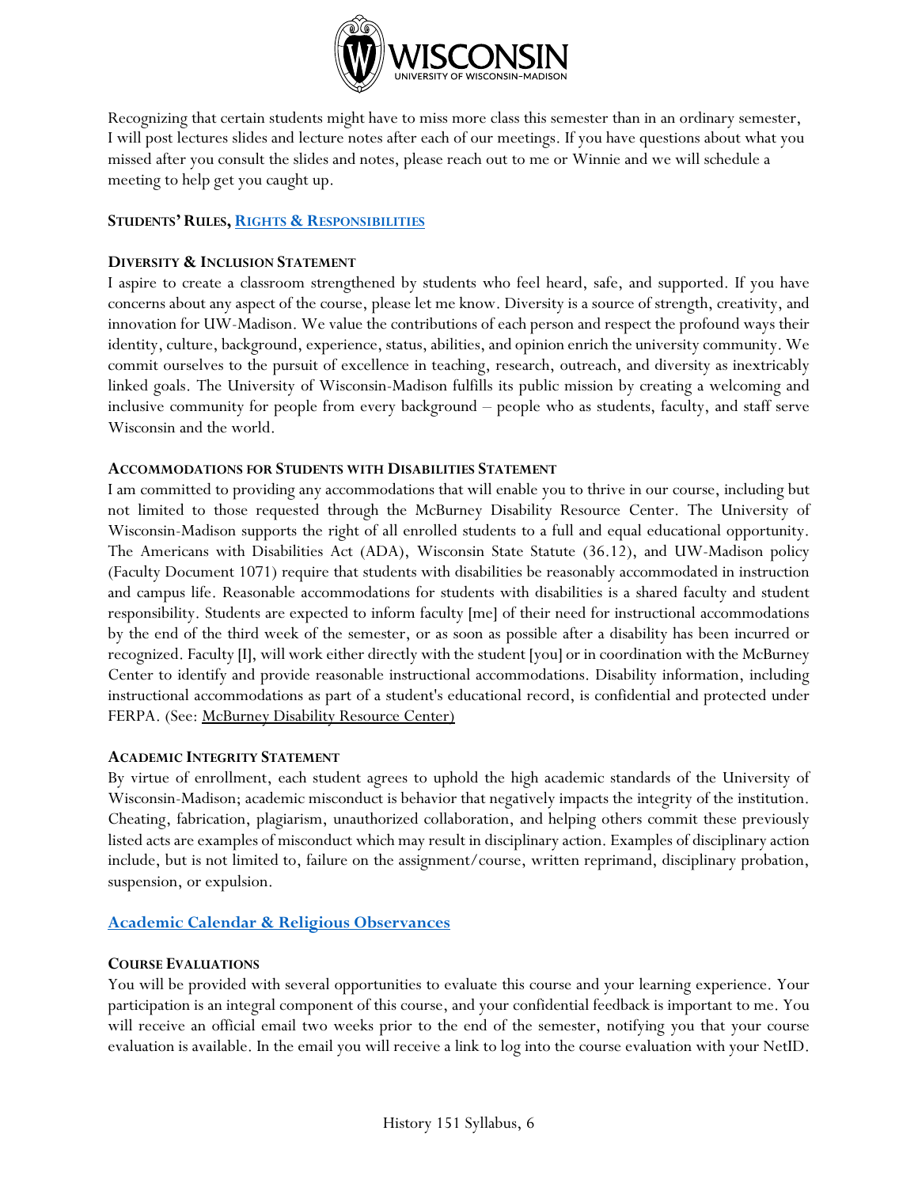Recognizing that certain students might have to miss more class this semester than in an ordinary semester, I will post lectures slides and lecture notes after each of our meetings. If you have questions about what you missed after you consult the slides and notes, please reach out to me or Winnie and we will schedule a meeting to help get you caught up.

**STUDENTS' RULES, RIGHTS & RESPONSIBILITIES**

**DIVERSITY & INCLUSION STATEMENT**

I aspire to create a classroom strengthened by students who feel heard, safe, and supported. If you have concerns about any aspect of the course, please let me know. Diversity is a source of strength, creativity, and innovation for UW-Madison. We value the contributions of each person and respect the profound ways their identity, culture, background, experience, status, abilities, and opinion enrich the university community. We commit ourselves to the pursuit of excellence in teaching, research, outreach, and diversity as inextricably linked goals. The University of Wisconsin-Madison fulfills its public mission by creating a welcoming and inclusive community for people from every background – people who as students, faculty, and staff serve Wisconsin and the world.

**ACCOMMODATIONS FOR STUDENTS WITH DISABILITIES STATEMENT**

I am committed to providing any accommodations that will enable you to thrive in our course, including but not limited to those requested through the McBurney Disability Resource Center. The University of Wisconsin-Madison supports the right of all enrolled students to a full and equal educational opportunity. The Americans with Disabilities Act (ADA), Wisconsin State Statute (36.12), and UW-Madison policy (Faculty Document 1071) require that students with disabilities be reasonably accommodated in instruction and campus life. Reasonable accommodations for students with disabilities is a shared faculty and student responsibility. Students are expected to inform faculty [me] of their need for instructional accommodations by the end of the third week of the semester, or as soon as possible after a disability has been incurred or recognized. Faculty [I], will work either directly with the student [you] or in coordination with the McBurney Center to identify and provide reasonable instructional accommodations. Disability information, including instructional accommodations as part of a student's educational record, is confidential and protected under FERPA. (See: McBurney Disability Resource Center)

**ACADEMIC INTEGRITY STATEMENT**

By virtue of enrollment, each student agrees to uphold the high academic standards of the University of Wisconsin-Madison; academic misconduct is behavior that negatively impacts the integrity of the institution. Cheating, fabrication, plagiarism, unauthorized collaboration, and helping others commit these previously listed acts are examples of misconduct which may result in disciplinary action. Examples of disciplinary action include, but is not limited to, failure on the assignment/course, written reprimand, disciplinary probation, suspension, or expulsion.

**Academic Calendar & Religious Observances**

**COURSE EVALUATIONS**

You will be provided with several opportunities to evaluate this course and your learning experience. Your participation is an integral component of this course, and your confidential feedback is important to me. You will receive an official email two weeks prior to the end of the semester, notifying you that your course evaluation is available. In the email you will receive a link to log into the course evaluation with your NetID.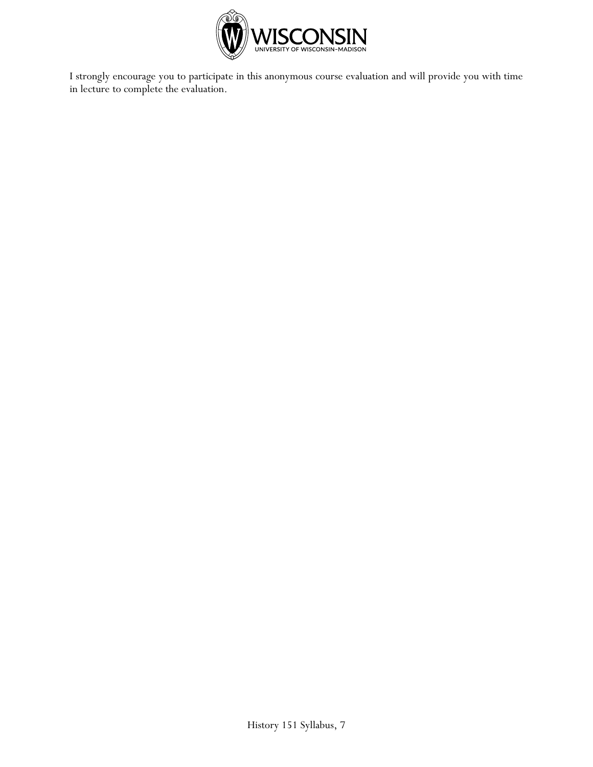I strongly encourage you to participate in this anonymous course evaluation and will provide you with time in lecture to complete the evaluation.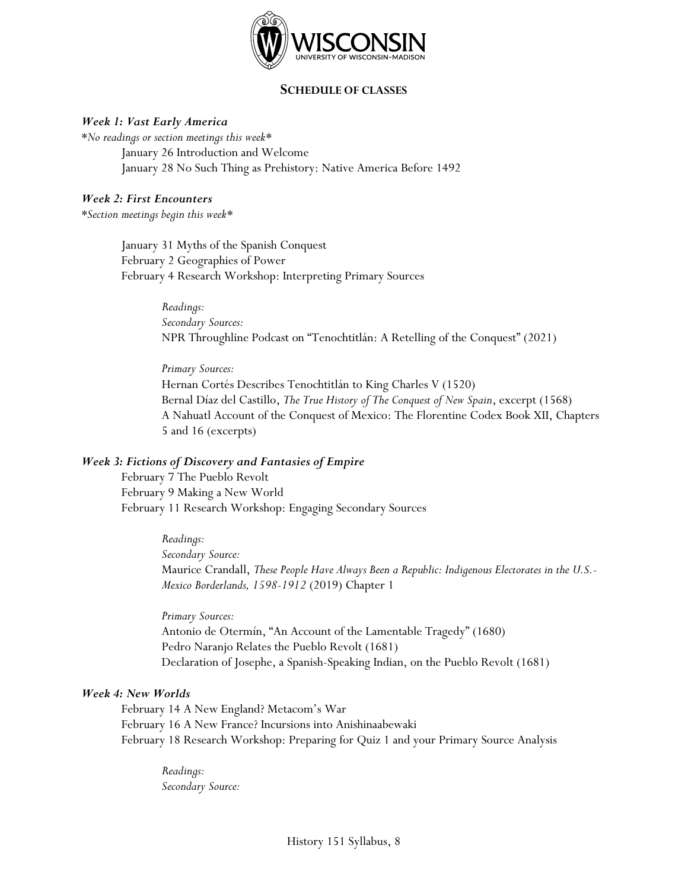**SCHEDULE OF CLASSES**

***Week 1: Vast Early America***

*\*No readings or section meetings this week\**

January 26 Introduction and Welcome
January 28 No Such Thing as Prehistory: Native America Before 1492

***Week 2: First Encounters***

*\*Section meetings begin this week\**

January 31 Myths of the Spanish Conquest
February 2 Geographies of Power
February 4 Research Workshop: Interpreting Primary Sources

*Readings:*
*Secondary Sources:*
NPR Throughline Podcast on "Tenochtitlán: A Retelling of the Conquest" (2021)

*Primary Sources:*
Hernan Cortés Describes Tenochtitlán to King Charles V (1520)
Bernal Díaz del Castillo, *The True History of The Conquest of New Spain*, excerpt (1568)
A Nahuatl Account of the Conquest of Mexico: The Florentine Codex Book XII, Chapters 5 and 16 (excerpts)

***Week 3: Fictions of Discovery and Fantasies of Empire***

February 7 The Pueblo Revolt
February 9 Making a New World
February 11 Research Workshop: Engaging Secondary Sources

*Readings:*
*Secondary Source:*
Maurice Crandall, *These People Have Always Been a Republic: Indigenous Electorates in the U.S.-Mexico Borderlands, 1598-1912* (2019) Chapter 1

*Primary Sources:*
Antonio de Otermín, "An Account of the Lamentable Tragedy" (1680)
Pedro Naranjo Relates the Pueblo Revolt (1681)
Declaration of Josephe, a Spanish-Speaking Indian, on the Pueblo Revolt (1681)

***Week 4: New Worlds***

February 14 A New England? Metacom's War
February 16 A New France? Incursions into Anishinaabewaki
February 18 Research Workshop: Preparing for Quiz 1 and your Primary Source Analysis

*Readings:*
*Secondary Source:*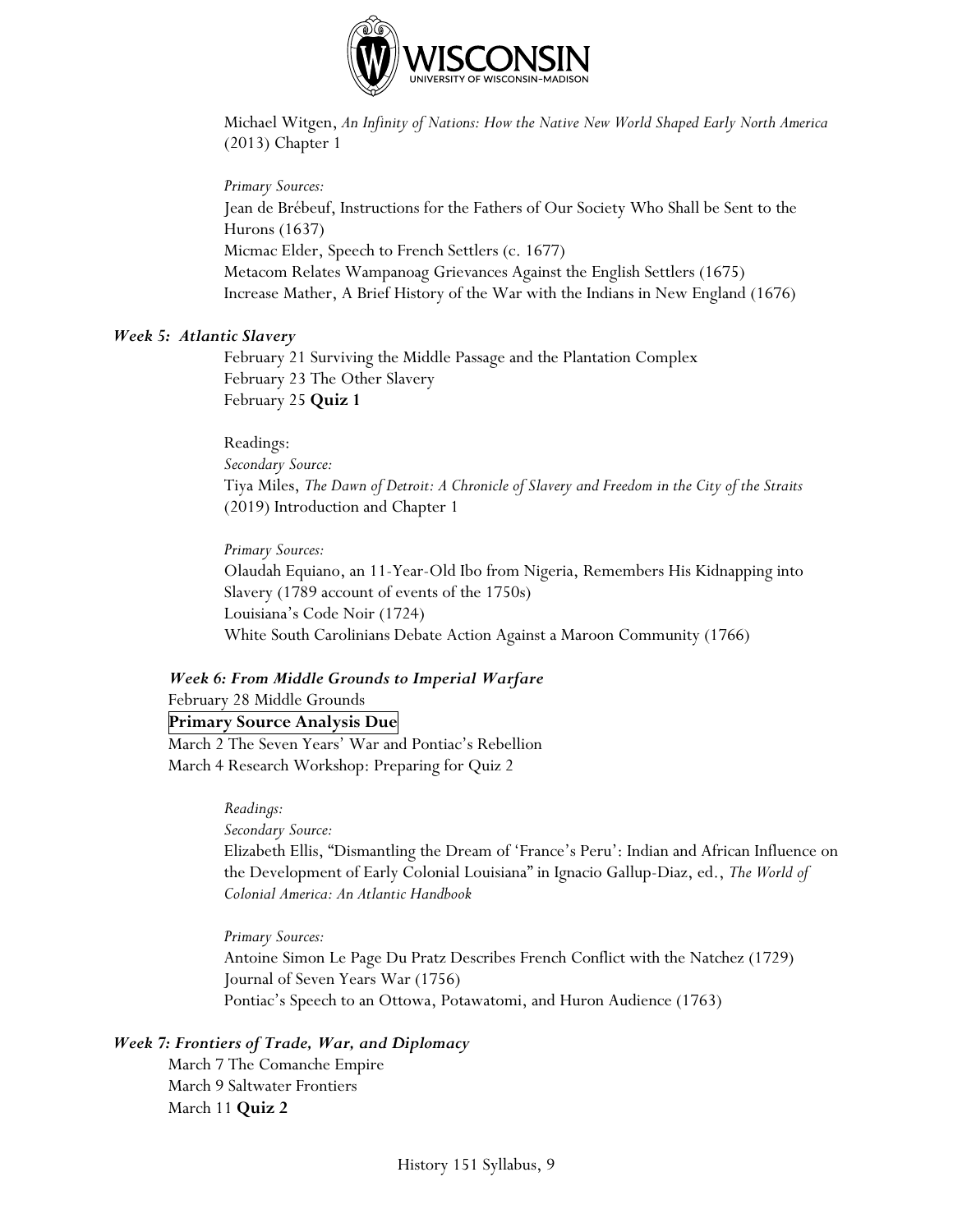Michael Witgen, *An Infinity of Nations: How the Native New World Shaped Early North America* (2013) Chapter 1

*Primary Sources:*
Jean de Brébeuf, Instructions for the Fathers of Our Society Who Shall be Sent to the Hurons (1637)
Micmac Elder, Speech to French Settlers (c. 1677)
Metacom Relates Wampanoag Grievances Against the English Settlers (1675)
Increase Mather, A Brief History of the War with the Indians in New England (1676)

### *Week 5: Atlantic Slavery*

February 21 Surviving the Middle Passage and the Plantation Complex
February 23 The Other Slavery
February 25 **Quiz 1**

Readings:
*Secondary Source:*
Tiya Miles, *The Dawn of Detroit: A Chronicle of Slavery and Freedom in the City of the Straits* (2019) Introduction and Chapter 1

*Primary Sources:*
Olaudah Equiano, an 11-Year-Old Ibo from Nigeria, Remembers His Kidnapping into Slavery (1789 account of events of the 1750s)
Louisiana's Code Noir (1724)
White South Carolinians Debate Action Against a Maroon Community (1766)

### *Week 6: From Middle Grounds to Imperial Warfare*

February 28 Middle Grounds
**Primary Source Analysis Due**
March 2 The Seven Years' War and Pontiac's Rebellion
March 4 Research Workshop: Preparing for Quiz 2

*Readings:*
*Secondary Source:*
Elizabeth Ellis, "Dismantling the Dream of 'France's Peru': Indian and African Influence on the Development of Early Colonial Louisiana" in Ignacio Gallup-Diaz, ed., *The World of Colonial America: An Atlantic Handbook*

*Primary Sources:*
Antoine Simon Le Page Du Pratz Describes French Conflict with the Natchez (1729)
Journal of Seven Years War (1756)
Pontiac's Speech to an Ottowa, Potawatomi, and Huron Audience (1763)

### *Week 7: Frontiers of Trade, War, and Diplomacy*

March 7 The Comanche Empire
March 9 Saltwater Frontiers
March 11 **Quiz 2**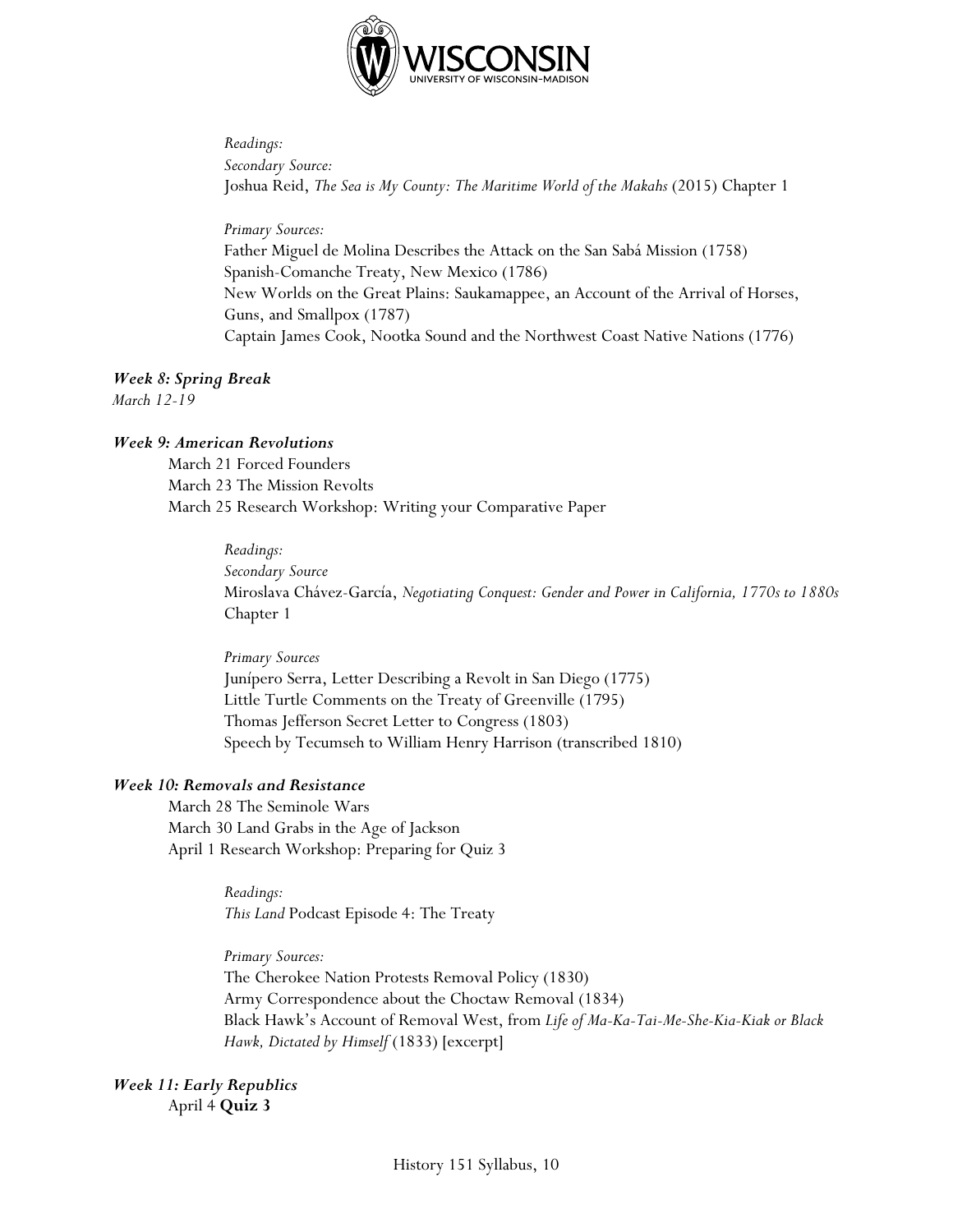*Readings:*

*Secondary Source:*

Joshua Reid, *The Sea is My County: The Maritime World of the Makahs* (2015) Chapter 1

*Primary Sources:*

Father Miguel de Molina Describes the Attack on the San Sabá Mission (1758)

Spanish-Comanche Treaty, New Mexico (1786)

New Worlds on the Great Plains: Saukamappee, an Account of the Arrival of Horses, Guns, and Smallpox (1787)

Captain James Cook, Nootka Sound and the Northwest Coast Native Nations (1776)

***Week 8: Spring Break***

*March 12-19*

***Week 9: American Revolutions***

March 21 Forced Founders

March 23 The Mission Revolts

March 25 Research Workshop: Writing your Comparative Paper

*Readings:*

*Secondary Source*

Miroslava Chávez-García, *Negotiating Conquest: Gender and Power in California, 1770s to 1880s* Chapter 1

*Primary Sources*

Junípero Serra, Letter Describing a Revolt in San Diego (1775)

Little Turtle Comments on the Treaty of Greenville (1795)

Thomas Jefferson Secret Letter to Congress (1803)

Speech by Tecumseh to William Henry Harrison (transcribed 1810)

***Week 10: Removals and Resistance***

March 28 The Seminole Wars

March 30 Land Grabs in the Age of Jackson

April 1 Research Workshop: Preparing for Quiz 3

*Readings:*

*This Land* Podcast Episode 4: The Treaty

*Primary Sources:*

The Cherokee Nation Protests Removal Policy (1830)

Army Correspondence about the Choctaw Removal (1834)

Black Hawk's Account of Removal West, from *Life of Ma-Ka-Tai-Me-She-Kia-Kiak or Black Hawk, Dictated by Himself* (1833) [excerpt]

***Week 11: Early Republics***

April 4 **Quiz 3**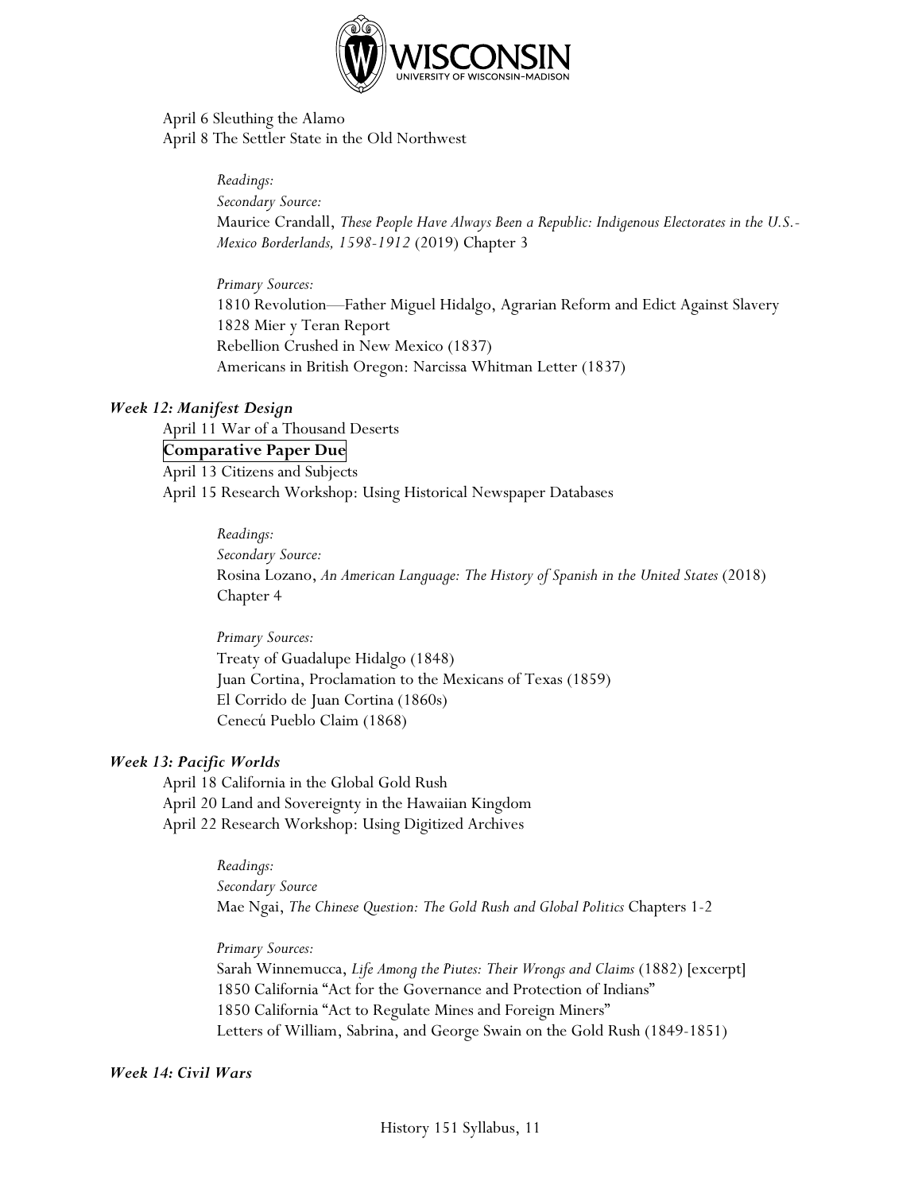April 6 Sleuthing the Alamo
April 8 The Settler State in the Old Northwest

*Readings:*
*Secondary Source:*
Maurice Crandall, *These People Have Always Been a Republic: Indigenous Electorates in the U.S.-Mexico Borderlands, 1598-1912* (2019) Chapter 3

*Primary Sources:*
1810 Revolution—Father Miguel Hidalgo, Agrarian Reform and Edict Against Slavery
1828 Mier y Teran Report
Rebellion Crushed in New Mexico (1837)
Americans in British Oregon: Narcissa Whitman Letter (1837)

### *Week 12: Manifest Design*

April 11 War of a Thousand Deserts
**Comparative Paper Due**
April 13 Citizens and Subjects
April 15 Research Workshop: Using Historical Newspaper Databases

*Readings:*
*Secondary Source:*
Rosina Lozano, *An American Language: The History of Spanish in the United States* (2018) Chapter 4

*Primary Sources:*
Treaty of Guadalupe Hidalgo (1848)
Juan Cortina, Proclamation to the Mexicans of Texas (1859)
El Corrido de Juan Cortina (1860s)
Cenecú Pueblo Claim (1868)

### *Week 13: Pacific Worlds*

April 18 California in the Global Gold Rush
April 20 Land and Sovereignty in the Hawaiian Kingdom
April 22 Research Workshop: Using Digitized Archives

*Readings:*
*Secondary Source*
Mae Ngai, *The Chinese Question: The Gold Rush and Global Politics* Chapters 1-2

*Primary Sources:*
Sarah Winnemucca, *Life Among the Piutes: Their Wrongs and Claims* (1882) [excerpt]
1850 California "Act for the Governance and Protection of Indians"
1850 California "Act to Regulate Mines and Foreign Miners"
Letters of William, Sabrina, and George Swain on the Gold Rush (1849-1851)

### *Week 14: Civil Wars*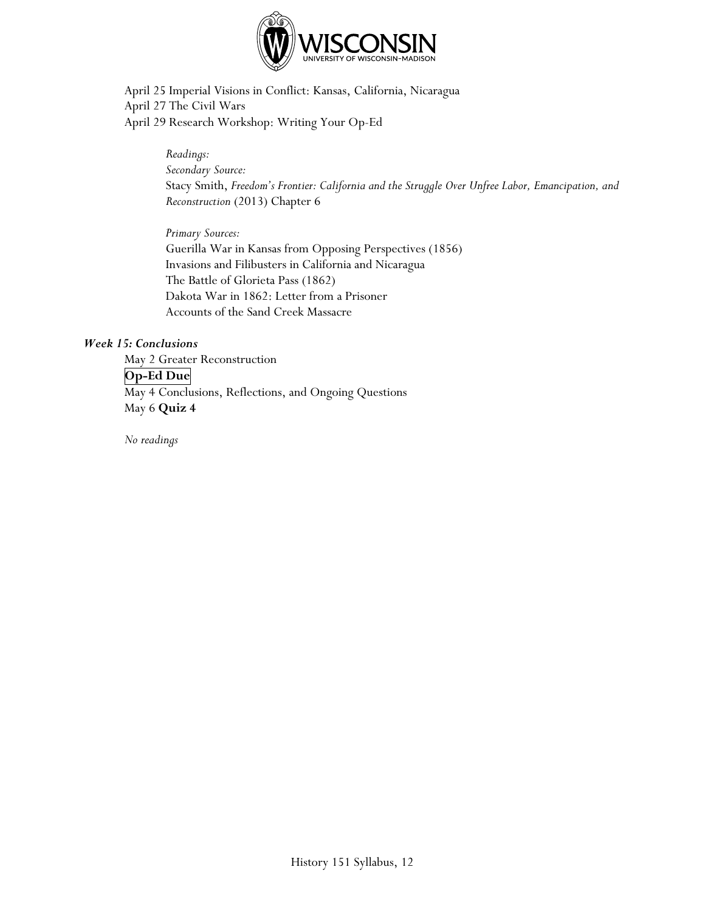April 25 Imperial Visions in Conflict: Kansas, California, Nicaragua
April 27 The Civil Wars
April 29 Research Workshop: Writing Your Op-Ed

*Readings:*
*Secondary Source:*
Stacy Smith, *Freedom's Frontier: California and the Struggle Over Unfree Labor, Emancipation, and Reconstruction* (2013) Chapter 6

*Primary Sources:*
Guerilla War in Kansas from Opposing Perspectives (1856)
Invasions and Filibusters in California and Nicaragua
The Battle of Glorieta Pass (1862)
Dakota War in 1862: Letter from a Prisoner
Accounts of the Sand Creek Massacre

***Week 15: Conclusions***

May 2 Greater Reconstruction
**Op-Ed Due**
May 4 Conclusions, Reflections, and Ongoing Questions
May 6 **Quiz 4**

*No readings*